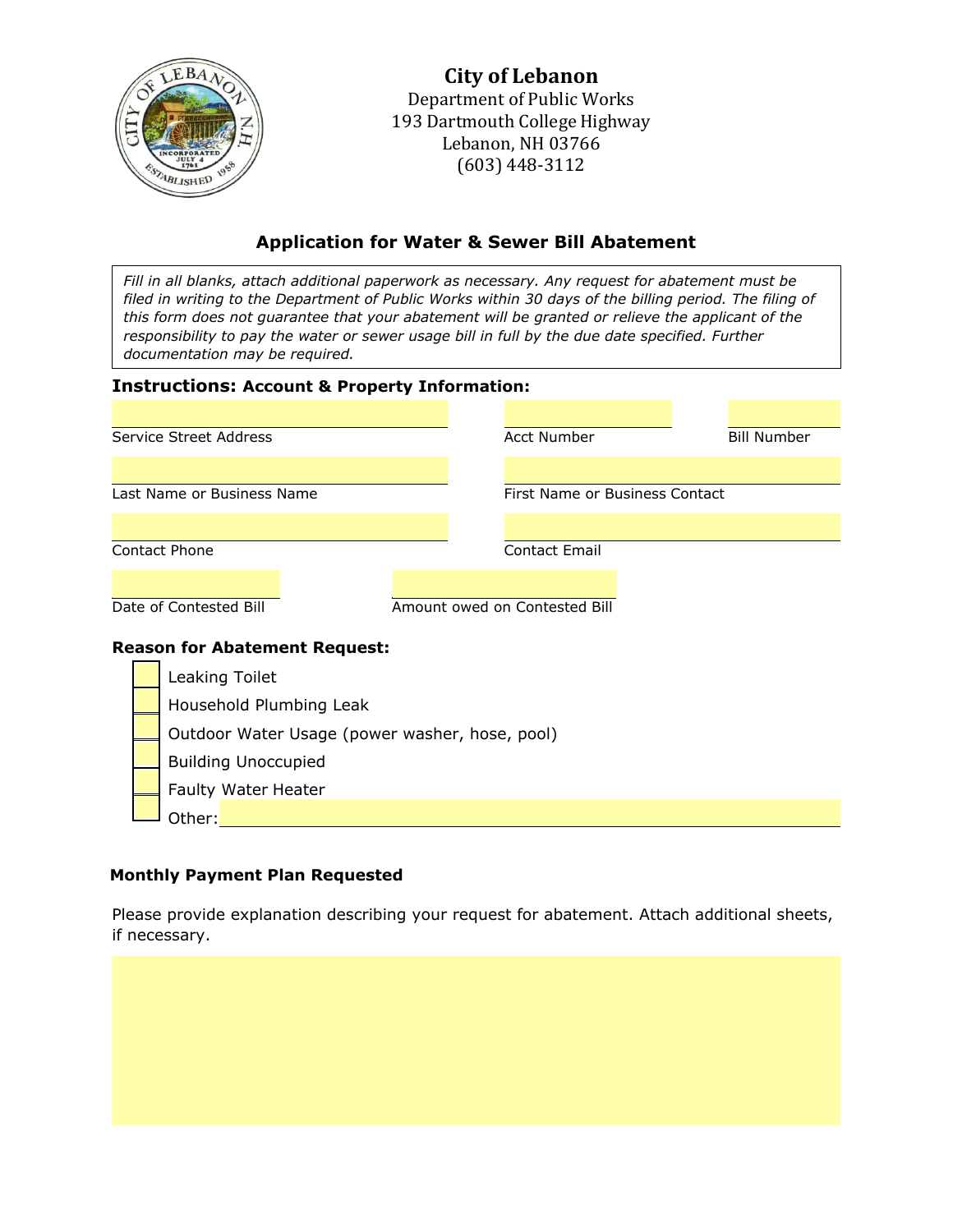# City of Lebanon

Department of Public Works
193 Dartmouth College Highway
Lebanon, NH 03766
(603) 448-3112

## Application for Water & Sewer Bill Abatement

*Fill in all blanks, attach additional paperwork as necessary. Any request for abatement must be filed in writing to the Department of Public Works within 30 days of the billing period. The filing of this form does not guarantee that your abatement will be granted or relieve the applicant of the responsibility to pay the water or sewer usage bill in full by the due date specified. Further documentation may be required.*

### Instructions: Account & Property Information:

Service Street Address: ____________________

Acct Number: ____________________

Bill Number: ____________________

Last Name or Business Name: ____________________

First Name or Business Contact: ____________________

Contact Phone: ____________________

Contact Email: ____________________

Date of Contested Bill: ____________________

Amount owed on Contested Bill: ____________________

### Reason for Abatement Request:

- [ ] Leaking Toilet
- [ ] Household Plumbing Leak
- [ ] Outdoor Water Usage (power washer, hose, pool)
- [ ] Building Unoccupied
- [ ] Faulty Water Heater
- [ ] Other: ____________________

### Monthly Payment Plan Requested

Please provide explanation describing your request for abatement. Attach additional sheets, if necessary.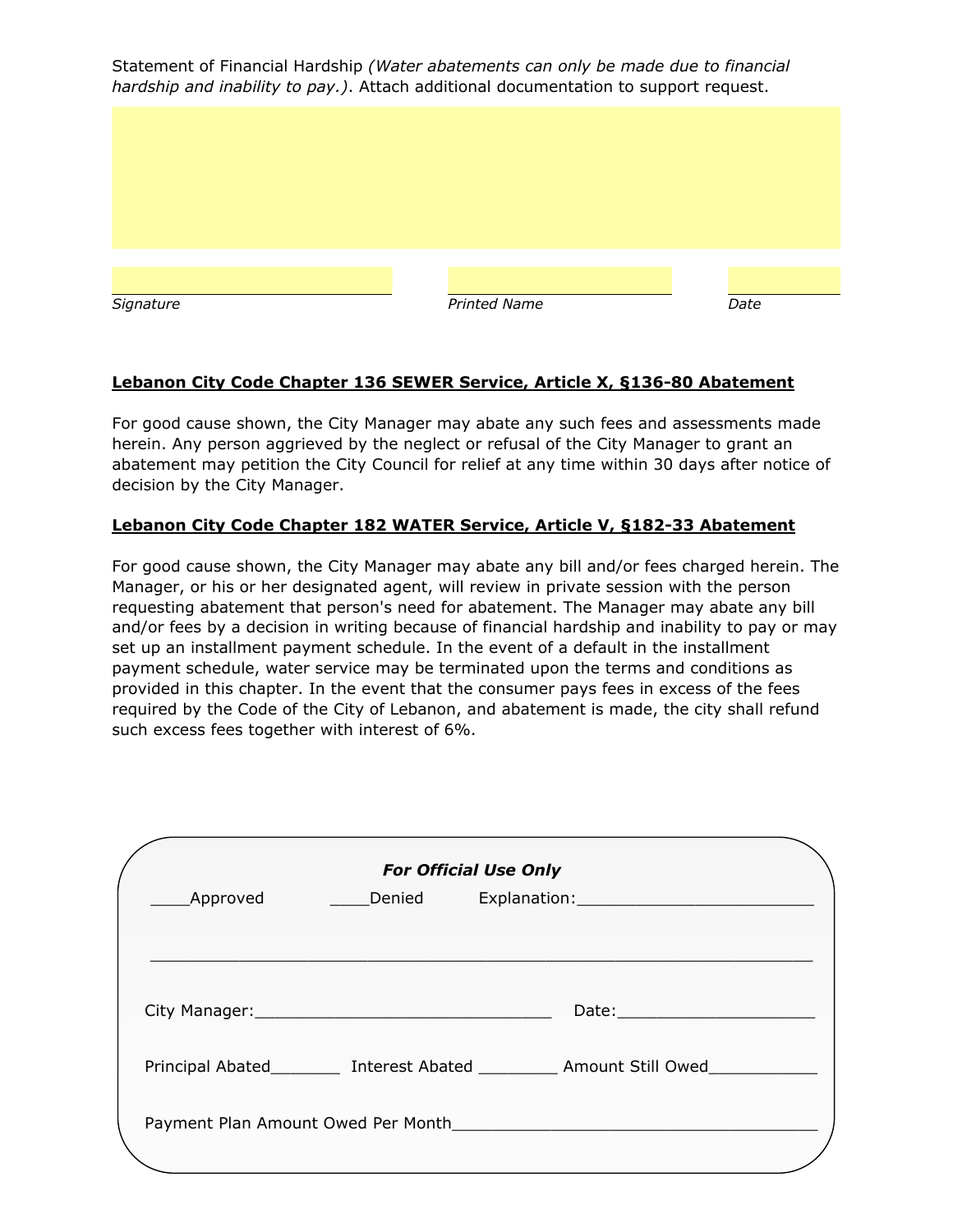Statement of Financial Hardship *(Water abatements can only be made due to financial hardship and inability to pay.)*. Attach additional documentation to support request.

*Signature* *Printed Name* *Date*

**Lebanon City Code Chapter 136 SEWER Service, Article X, §136-80 Abatement**

For good cause shown, the City Manager may abate any such fees and assessments made herein. Any person aggrieved by the neglect or refusal of the City Manager to grant an abatement may petition the City Council for relief at any time within 30 days after notice of decision by the City Manager.

**Lebanon City Code Chapter 182 WATER Service, Article V, §182-33 Abatement**

For good cause shown, the City Manager may abate any bill and/or fees charged herein. The Manager, or his or her designated agent, will review in private session with the person requesting abatement that person's need for abatement. The Manager may abate any bill and/or fees by a decision in writing because of financial hardship and inability to pay or may set up an installment payment schedule. In the event of a default in the installment payment schedule, water service may be terminated upon the terms and conditions as provided in this chapter. In the event that the consumer pays fees in excess of the fees required by the Code of the City of Lebanon, and abatement is made, the city shall refund such excess fees together with interest of 6%.

***For Official Use Only***

____Approved ____Denied Explanation:________________________

________________________________________________________________

City Manager:_______________________________ Date:____________________

Principal Abated_______ Interest Abated ________ Amount Still Owed___________

Payment Plan Amount Owed Per Month_____________________________________